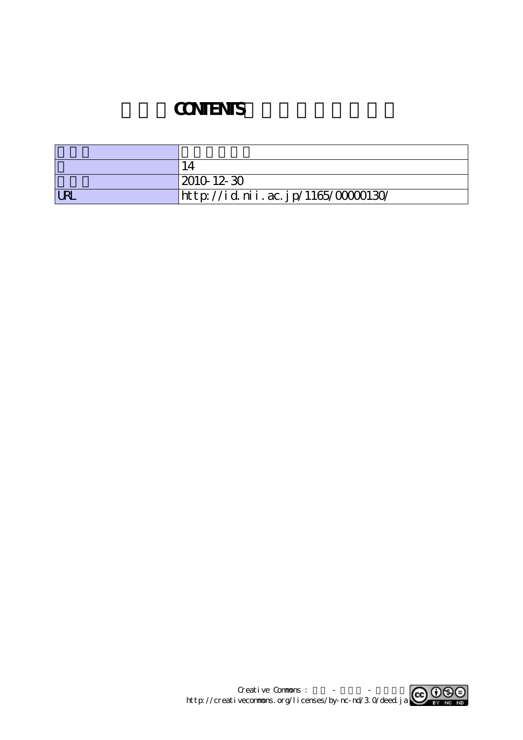# CONTENTS

| | |
|---|---|
| | |
| | 14 |
| | 2010-12-30 |
| URL | http://id.nii.ac.jp/1165/00000130/ |

Creative Commons : - -
http://creativecommons.org/licenses/by-nc-nd/3.0/deed.ja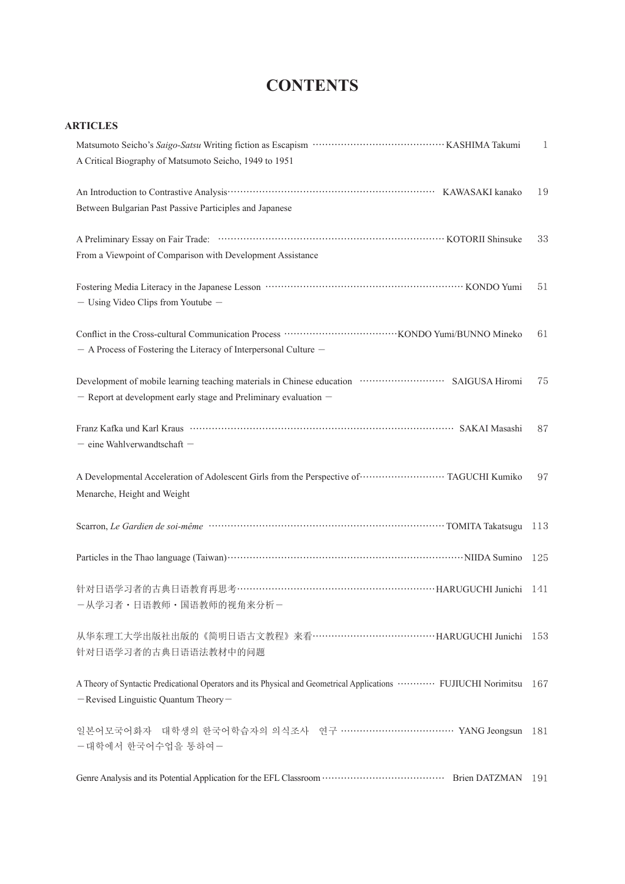# CONTENTS

## ARTICLES

Matsumoto Seicho's *Saigo-Satsu* Writing fiction as Escapism ……………………………………… KASHIMA Takumi 1
A Critical Biography of Matsumoto Seicho, 1949 to 1951

An Introduction to Contrastive Analysis…………………………………………………………… KAWASAKI kanako 19
Between Bulgarian Past Passive Participles and Japanese

A Preliminary Essay on Fair Trade: ………………………………………………………………… KOTORII Shinsuke 33
From a Viewpoint of Comparison with Development Assistance

Fostering Media Literacy in the Japanese Lesson ……………………………………………………… KONDO Yumi 51
－ Using Video Clips from Youtube －

Conflict in the Cross-cultural Communication Process ………………………………KONDO Yumi/BUNNO Mineko 61
－ A Process of Fostering the Literacy of Interpersonal Culture －

Development of mobile learning teaching materials in Chinese education ……………………… SAIGUSA Hiromi 75
－ Report at development early stage and Preliminary evaluation －

Franz Kafka und Karl Kraus ………………………………………………………………………… SAKAI Masashi 87
－ eine Wahlverwandtschaft －

A Developmental Acceleration of Adolescent Girls from the Perspective of……………………… TAGUCHI Kumiko 97
Menarche, Height and Weight

Scarron, *Le Gardien de soi-même* ……………………………………………………………… TOMITA Takatsugu 113

Particles in the Thao language (Taiwan)………………………………………………………………NIIDA Sumino 125

针对日语学习者的古典日语教育再思考………………………………………………………HARUGUCHI Junichi 141
－从学习者・日语教师・国语教师的视角来分析－

从华东理工大学出版社出版的《简明日语古文教程》来看…………………………………HARUGUCHI Junichi 153
针对日语学习者的古典日语语法教材中的问题

A Theory of Syntactic Predicational Operators and its Physical and Geometrical Applications ………… FUJIUCHI Norimitsu 167
－Revised Linguistic Quantum Theory－

일본어모국어화자　대학생의 한국어학습자의 의식조사　연구 ……………………………… YANG Jeongsun 181
－대학에서 한국어수업을 통하여－

Genre Analysis and its Potential Application for the EFL Classroom ………………………………… Brien DATZMAN 191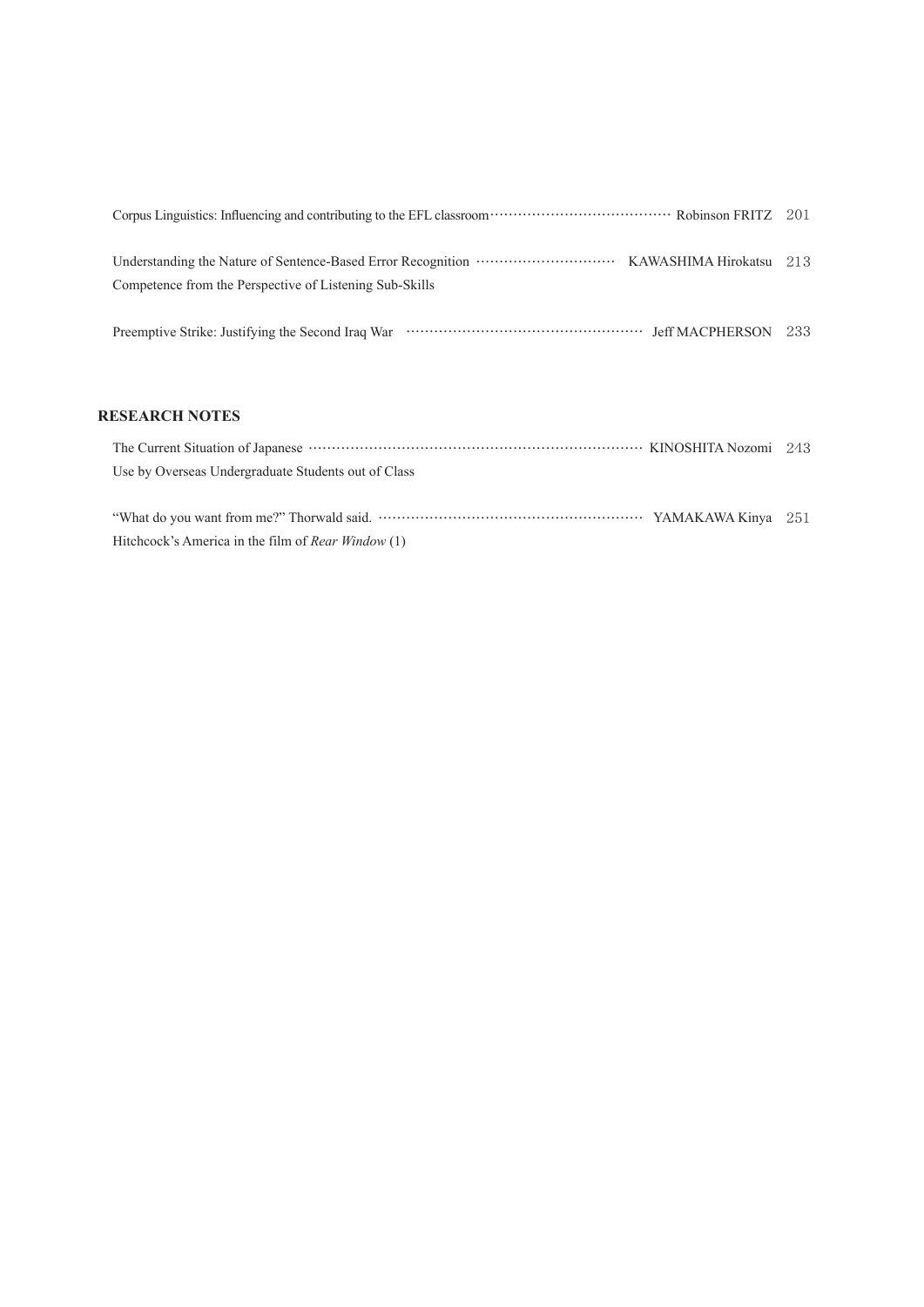Corpus Linguistics: Influencing and contributing to the EFL classroom ………………………………… Robinson FRITZ 201

Understanding the Nature of Sentence-Based Error Recognition ………………………… KAWASHIMA Hirokatsu 213
Competence from the Perspective of Listening Sub-Skills

Preemptive Strike: Justifying the Second Iraq War …………………………………………… Jeff MACPHERSON 233

## RESEARCH NOTES

The Current Situation of Japanese ……………………………………………………………… KINOSHITA Nozomi 243
Use by Overseas Undergraduate Students out of Class

"What do you want from me?" Thorwald said. ………………………………………………… YAMAKAWA Kinya 251
Hitchcock's America in the film of *Rear Window* (1)